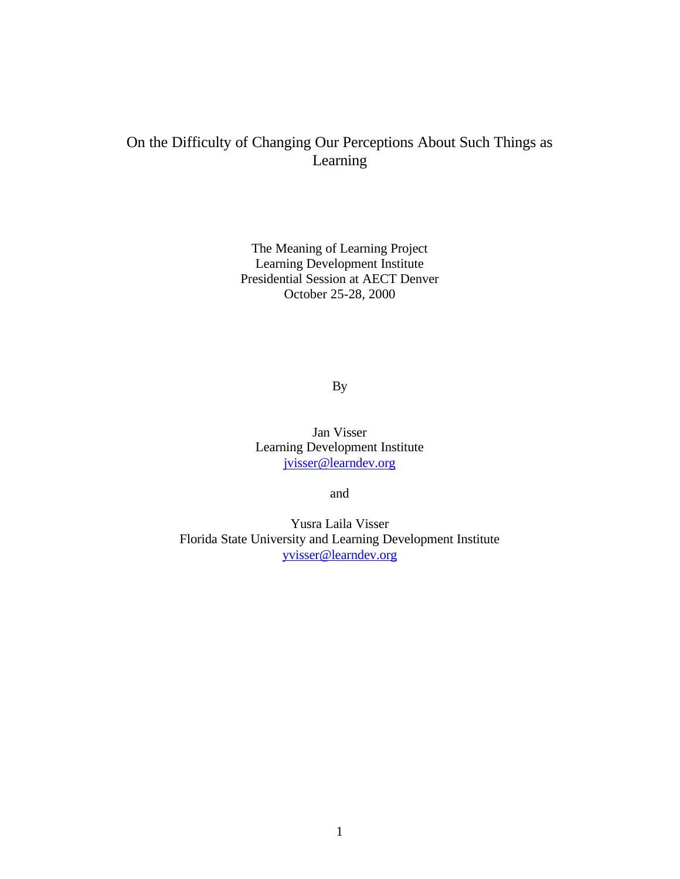# On the Difficulty of Changing Our Perceptions About Such Things as Learning

The Meaning of Learning Project
Learning Development Institute
Presidential Session at AECT Denver
October 25-28, 2000

By

Jan Visser
Learning Development Institute
jvisser@learndev.org

and

Yusra Laila Visser
Florida State University and Learning Development Institute
yvisser@learndev.org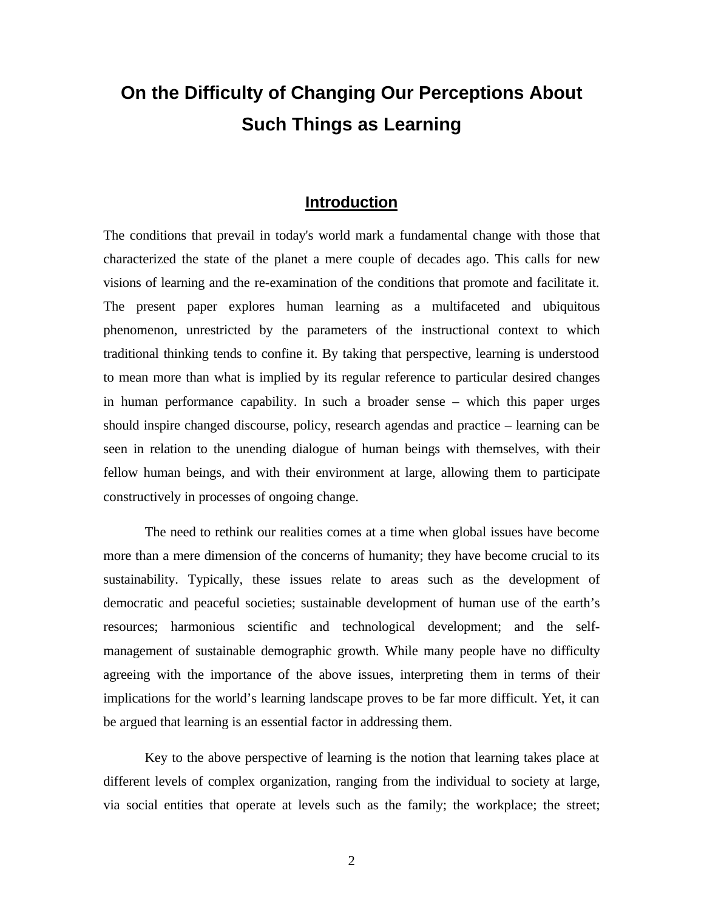# On the Difficulty of Changing Our Perceptions About Such Things as Learning

## Introduction

The conditions that prevail in today's world mark a fundamental change with those that characterized the state of the planet a mere couple of decades ago. This calls for new visions of learning and the re-examination of the conditions that promote and facilitate it. The present paper explores human learning as a multifaceted and ubiquitous phenomenon, unrestricted by the parameters of the instructional context to which traditional thinking tends to confine it. By taking that perspective, learning is understood to mean more than what is implied by its regular reference to particular desired changes in human performance capability. In such a broader sense – which this paper urges should inspire changed discourse, policy, research agendas and practice – learning can be seen in relation to the unending dialogue of human beings with themselves, with their fellow human beings, and with their environment at large, allowing them to participate constructively in processes of ongoing change.

The need to rethink our realities comes at a time when global issues have become more than a mere dimension of the concerns of humanity; they have become crucial to its sustainability. Typically, these issues relate to areas such as the development of democratic and peaceful societies; sustainable development of human use of the earth's resources; harmonious scientific and technological development; and the self-management of sustainable demographic growth. While many people have no difficulty agreeing with the importance of the above issues, interpreting them in terms of their implications for the world's learning landscape proves to be far more difficult. Yet, it can be argued that learning is an essential factor in addressing them.

Key to the above perspective of learning is the notion that learning takes place at different levels of complex organization, ranging from the individual to society at large, via social entities that operate at levels such as the family; the workplace; the street;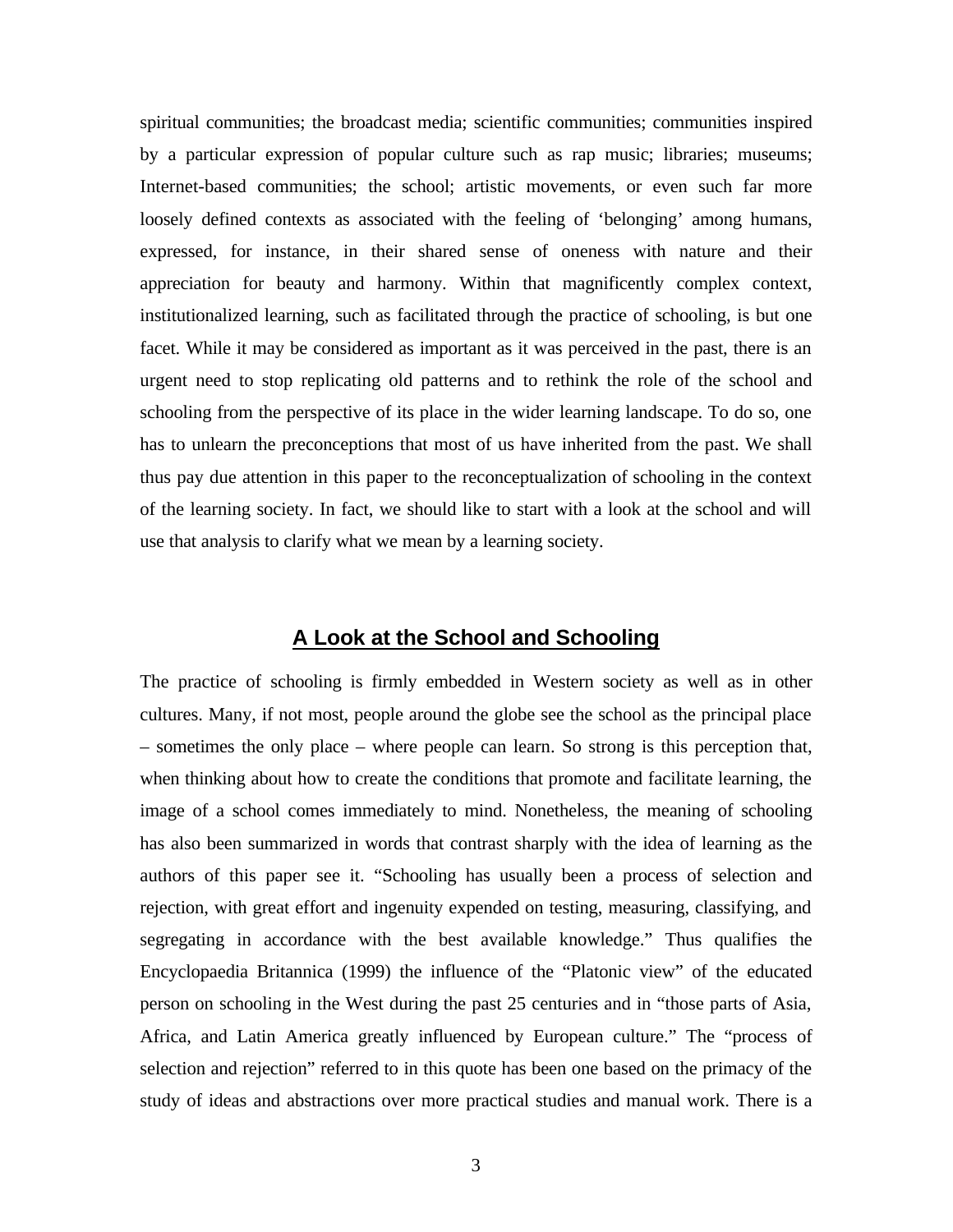spiritual communities; the broadcast media; scientific communities; communities inspired by a particular expression of popular culture such as rap music; libraries; museums; Internet-based communities; the school; artistic movements, or even such far more loosely defined contexts as associated with the feeling of 'belonging' among humans, expressed, for instance, in their shared sense of oneness with nature and their appreciation for beauty and harmony. Within that magnificently complex context, institutionalized learning, such as facilitated through the practice of schooling, is but one facet. While it may be considered as important as it was perceived in the past, there is an urgent need to stop replicating old patterns and to rethink the role of the school and schooling from the perspective of its place in the wider learning landscape. To do so, one has to unlearn the preconceptions that most of us have inherited from the past. We shall thus pay due attention in this paper to the reconceptualization of schooling in the context of the learning society. In fact, we should like to start with a look at the school and will use that analysis to clarify what we mean by a learning society.

## A Look at the School and Schooling

The practice of schooling is firmly embedded in Western society as well as in other cultures. Many, if not most, people around the globe see the school as the principal place – sometimes the only place – where people can learn. So strong is this perception that, when thinking about how to create the conditions that promote and facilitate learning, the image of a school comes immediately to mind. Nonetheless, the meaning of schooling has also been summarized in words that contrast sharply with the idea of learning as the authors of this paper see it. "Schooling has usually been a process of selection and rejection, with great effort and ingenuity expended on testing, measuring, classifying, and segregating in accordance with the best available knowledge." Thus qualifies the Encyclopaedia Britannica (1999) the influence of the "Platonic view" of the educated person on schooling in the West during the past 25 centuries and in "those parts of Asia, Africa, and Latin America greatly influenced by European culture." The "process of selection and rejection" referred to in this quote has been one based on the primacy of the study of ideas and abstractions over more practical studies and manual work. There is a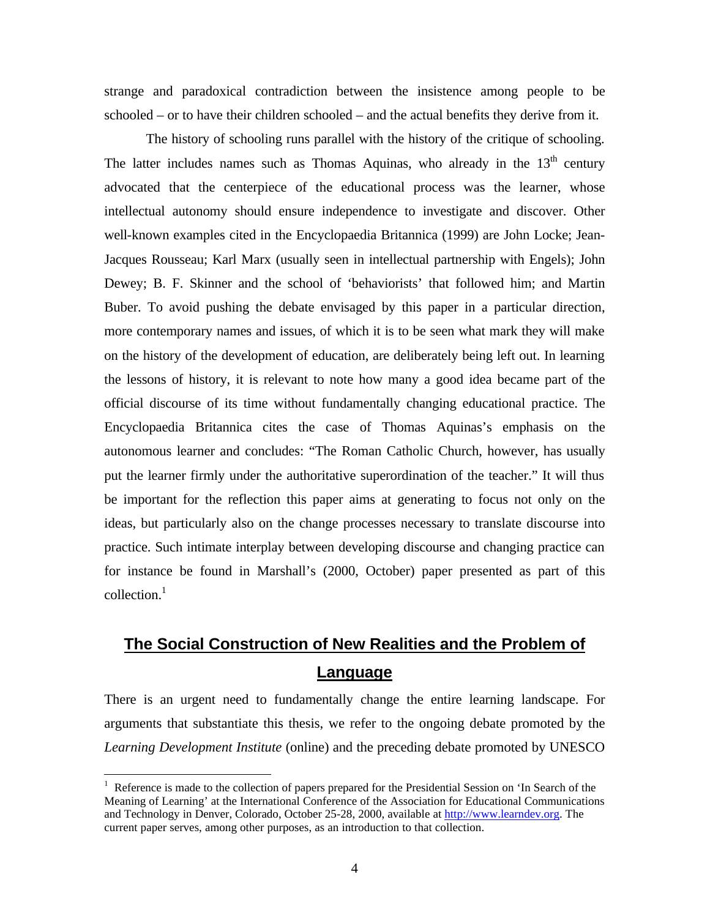strange and paradoxical contradiction between the insistence among people to be schooled – or to have their children schooled – and the actual benefits they derive from it.

The history of schooling runs parallel with the history of the critique of schooling. The latter includes names such as Thomas Aquinas, who already in the 13th century advocated that the centerpiece of the educational process was the learner, whose intellectual autonomy should ensure independence to investigate and discover. Other well-known examples cited in the Encyclopaedia Britannica (1999) are John Locke; Jean-Jacques Rousseau; Karl Marx (usually seen in intellectual partnership with Engels); John Dewey; B. F. Skinner and the school of 'behaviorists' that followed him; and Martin Buber. To avoid pushing the debate envisaged by this paper in a particular direction, more contemporary names and issues, of which it is to be seen what mark they will make on the history of the development of education, are deliberately being left out. In learning the lessons of history, it is relevant to note how many a good idea became part of the official discourse of its time without fundamentally changing educational practice. The Encyclopaedia Britannica cites the case of Thomas Aquinas's emphasis on the autonomous learner and concludes: "The Roman Catholic Church, however, has usually put the learner firmly under the authoritative superordination of the teacher." It will thus be important for the reflection this paper aims at generating to focus not only on the ideas, but particularly also on the change processes necessary to translate discourse into practice. Such intimate interplay between developing discourse and changing practice can for instance be found in Marshall's (2000, October) paper presented as part of this collection.[1]

## The Social Construction of New Realities and the Problem of Language

There is an urgent need to fundamentally change the entire learning landscape. For arguments that substantiate this thesis, we refer to the ongoing debate promoted by the *Learning Development Institute* (online) and the preceding debate promoted by UNESCO

[1] Reference is made to the collection of papers prepared for the Presidential Session on 'In Search of the Meaning of Learning' at the International Conference of the Association for Educational Communications and Technology in Denver, Colorado, October 25-28, 2000, available at http://www.learndev.org. The current paper serves, among other purposes, as an introduction to that collection.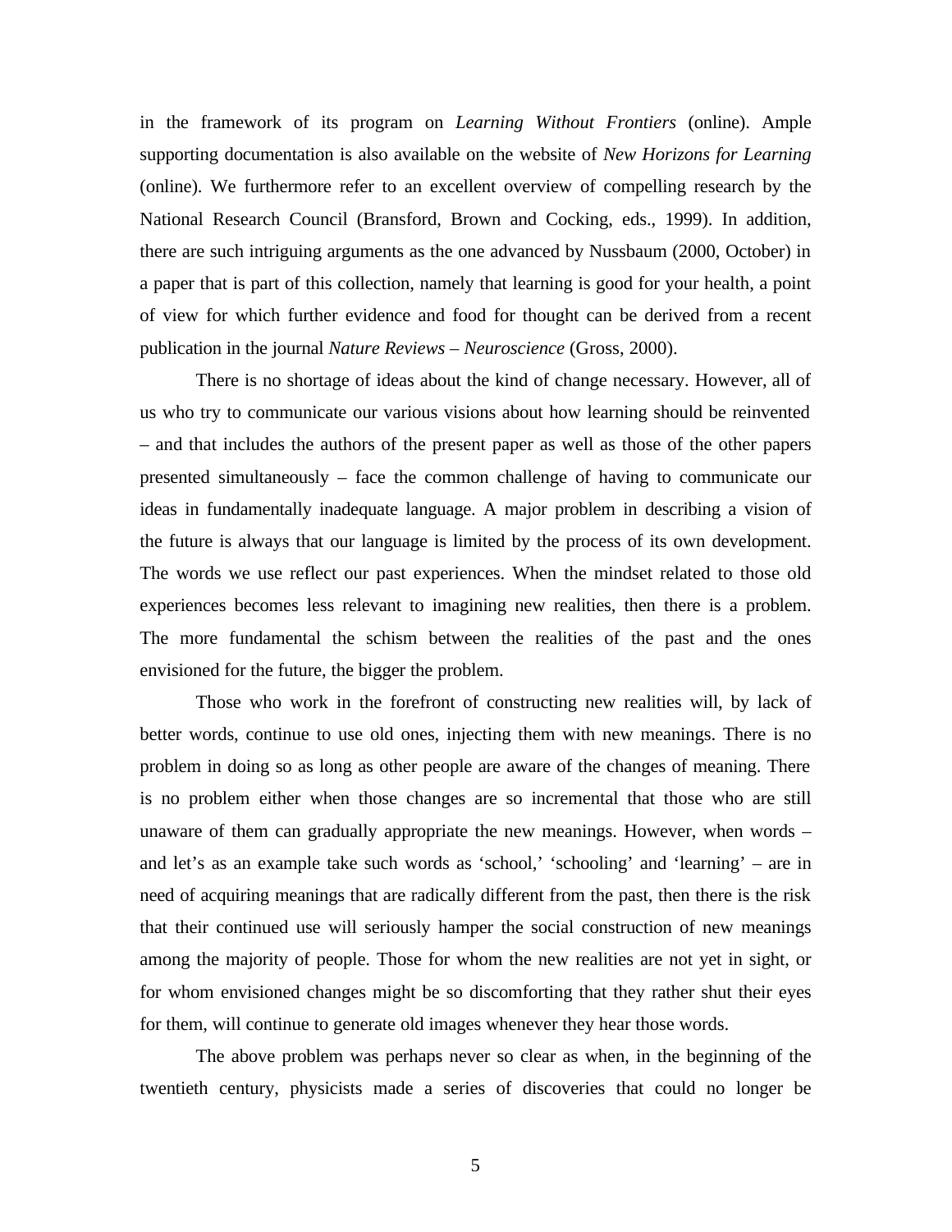in the framework of its program on *Learning Without Frontiers* (online). Ample supporting documentation is also available on the website of *New Horizons for Learning* (online). We furthermore refer to an excellent overview of compelling research by the National Research Council (Bransford, Brown and Cocking, eds., 1999). In addition, there are such intriguing arguments as the one advanced by Nussbaum (2000, October) in a paper that is part of this collection, namely that learning is good for your health, a point of view for which further evidence and food for thought can be derived from a recent publication in the journal *Nature Reviews – Neuroscience* (Gross, 2000).

There is no shortage of ideas about the kind of change necessary. However, all of us who try to communicate our various visions about how learning should be reinvented – and that includes the authors of the present paper as well as those of the other papers presented simultaneously – face the common challenge of having to communicate our ideas in fundamentally inadequate language. A major problem in describing a vision of the future is always that our language is limited by the process of its own development. The words we use reflect our past experiences. When the mindset related to those old experiences becomes less relevant to imagining new realities, then there is a problem. The more fundamental the schism between the realities of the past and the ones envisioned for the future, the bigger the problem.

Those who work in the forefront of constructing new realities will, by lack of better words, continue to use old ones, injecting them with new meanings. There is no problem in doing so as long as other people are aware of the changes of meaning. There is no problem either when those changes are so incremental that those who are still unaware of them can gradually appropriate the new meanings. However, when words – and let's as an example take such words as 'school,' 'schooling' and 'learning' – are in need of acquiring meanings that are radically different from the past, then there is the risk that their continued use will seriously hamper the social construction of new meanings among the majority of people. Those for whom the new realities are not yet in sight, or for whom envisioned changes might be so discomforting that they rather shut their eyes for them, will continue to generate old images whenever they hear those words.

The above problem was perhaps never so clear as when, in the beginning of the twentieth century, physicists made a series of discoveries that could no longer be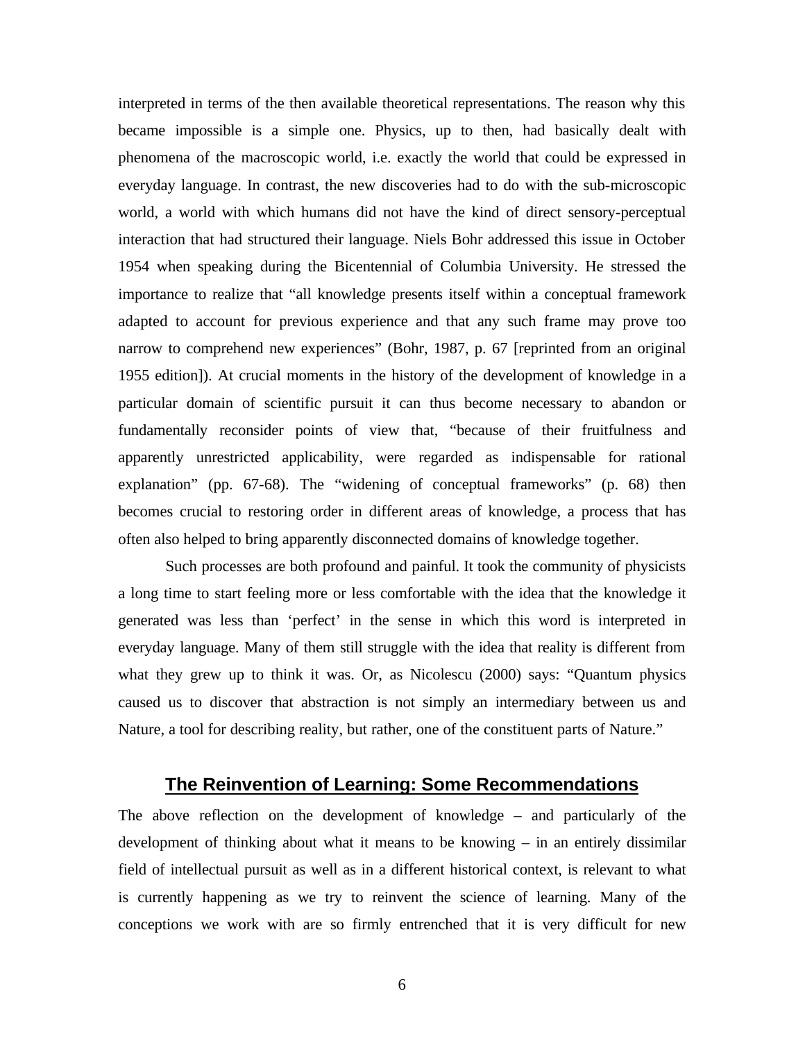interpreted in terms of the then available theoretical representations. The reason why this became impossible is a simple one. Physics, up to then, had basically dealt with phenomena of the macroscopic world, i.e. exactly the world that could be expressed in everyday language. In contrast, the new discoveries had to do with the sub-microscopic world, a world with which humans did not have the kind of direct sensory-perceptual interaction that had structured their language. Niels Bohr addressed this issue in October 1954 when speaking during the Bicentennial of Columbia University. He stressed the importance to realize that "all knowledge presents itself within a conceptual framework adapted to account for previous experience and that any such frame may prove too narrow to comprehend new experiences" (Bohr, 1987, p. 67 [reprinted from an original 1955 edition]). At crucial moments in the history of the development of knowledge in a particular domain of scientific pursuit it can thus become necessary to abandon or fundamentally reconsider points of view that, "because of their fruitfulness and apparently unrestricted applicability, were regarded as indispensable for rational explanation" (pp. 67-68). The "widening of conceptual frameworks" (p. 68) then becomes crucial to restoring order in different areas of knowledge, a process that has often also helped to bring apparently disconnected domains of knowledge together.

Such processes are both profound and painful. It took the community of physicists a long time to start feeling more or less comfortable with the idea that the knowledge it generated was less than 'perfect' in the sense in which this word is interpreted in everyday language. Many of them still struggle with the idea that reality is different from what they grew up to think it was. Or, as Nicolescu (2000) says: "Quantum physics caused us to discover that abstraction is not simply an intermediary between us and Nature, a tool for describing reality, but rather, one of the constituent parts of Nature."

## The Reinvention of Learning: Some Recommendations

The above reflection on the development of knowledge – and particularly of the development of thinking about what it means to be knowing – in an entirely dissimilar field of intellectual pursuit as well as in a different historical context, is relevant to what is currently happening as we try to reinvent the science of learning. Many of the conceptions we work with are so firmly entrenched that it is very difficult for new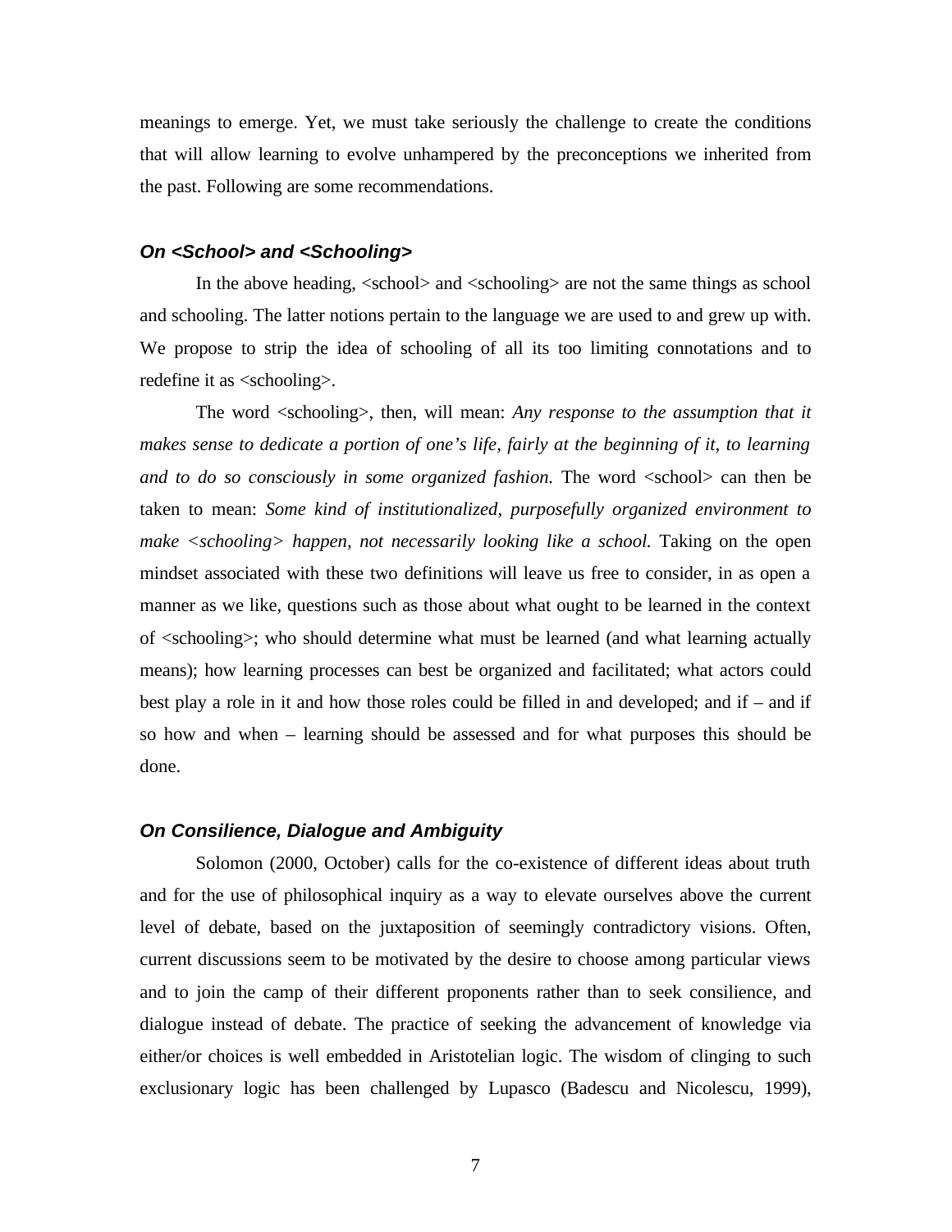meanings to emerge. Yet, we must take seriously the challenge to create the conditions that will allow learning to evolve unhampered by the preconceptions we inherited from the past. Following are some recommendations.

### *On <School> and <Schooling>*

In the above heading, <school> and <schooling> are not the same things as school and schooling. The latter notions pertain to the language we are used to and grew up with. We propose to strip the idea of schooling of all its too limiting connotations and to redefine it as <schooling>.

The word <schooling>, then, will mean: *Any response to the assumption that it makes sense to dedicate a portion of one's life, fairly at the beginning of it, to learning and to do so consciously in some organized fashion.* The word <school> can then be taken to mean: *Some kind of institutionalized, purposefully organized environment to make <schooling> happen, not necessarily looking like a school.* Taking on the open mindset associated with these two definitions will leave us free to consider, in as open a manner as we like, questions such as those about what ought to be learned in the context of <schooling>; who should determine what must be learned (and what learning actually means); how learning processes can best be organized and facilitated; what actors could best play a role in it and how those roles could be filled in and developed; and if – and if so how and when – learning should be assessed and for what purposes this should be done.

### *On Consilience, Dialogue and Ambiguity*

Solomon (2000, October) calls for the co-existence of different ideas about truth and for the use of philosophical inquiry as a way to elevate ourselves above the current level of debate, based on the juxtaposition of seemingly contradictory visions. Often, current discussions seem to be motivated by the desire to choose among particular views and to join the camp of their different proponents rather than to seek consilience, and dialogue instead of debate. The practice of seeking the advancement of knowledge via either/or choices is well embedded in Aristotelian logic. The wisdom of clinging to such exclusionary logic has been challenged by Lupasco (Badescu and Nicolescu, 1999),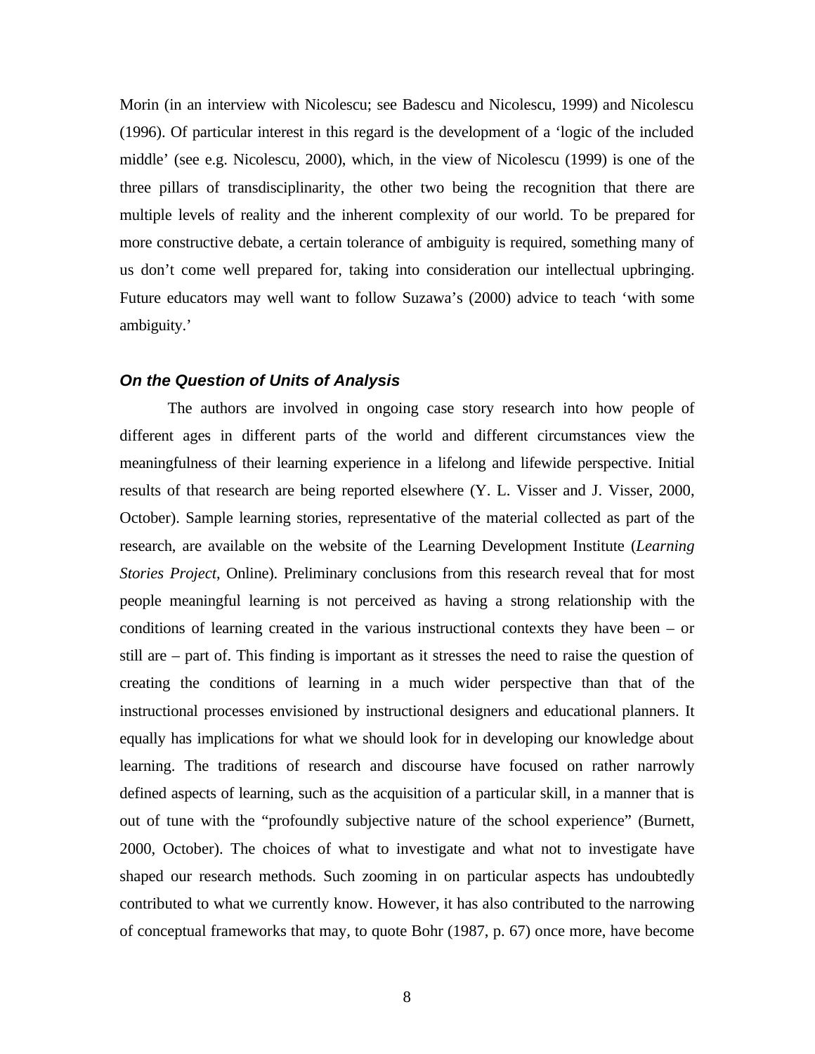Morin (in an interview with Nicolescu; see Badescu and Nicolescu, 1999) and Nicolescu (1996). Of particular interest in this regard is the development of a 'logic of the included middle' (see e.g. Nicolescu, 2000), which, in the view of Nicolescu (1999) is one of the three pillars of transdisciplinarity, the other two being the recognition that there are multiple levels of reality and the inherent complexity of our world. To be prepared for more constructive debate, a certain tolerance of ambiguity is required, something many of us don't come well prepared for, taking into consideration our intellectual upbringing. Future educators may well want to follow Suzawa's (2000) advice to teach 'with some ambiguity.'

### *On the Question of Units of Analysis*

The authors are involved in ongoing case story research into how people of different ages in different parts of the world and different circumstances view the meaningfulness of their learning experience in a lifelong and lifewide perspective. Initial results of that research are being reported elsewhere (Y. L. Visser and J. Visser, 2000, October). Sample learning stories, representative of the material collected as part of the research, are available on the website of the Learning Development Institute (*Learning Stories Project*, Online). Preliminary conclusions from this research reveal that for most people meaningful learning is not perceived as having a strong relationship with the conditions of learning created in the various instructional contexts they have been – or still are – part of. This finding is important as it stresses the need to raise the question of creating the conditions of learning in a much wider perspective than that of the instructional processes envisioned by instructional designers and educational planners. It equally has implications for what we should look for in developing our knowledge about learning. The traditions of research and discourse have focused on rather narrowly defined aspects of learning, such as the acquisition of a particular skill, in a manner that is out of tune with the "profoundly subjective nature of the school experience" (Burnett, 2000, October). The choices of what to investigate and what not to investigate have shaped our research methods. Such zooming in on particular aspects has undoubtedly contributed to what we currently know. However, it has also contributed to the narrowing of conceptual frameworks that may, to quote Bohr (1987, p. 67) once more, have become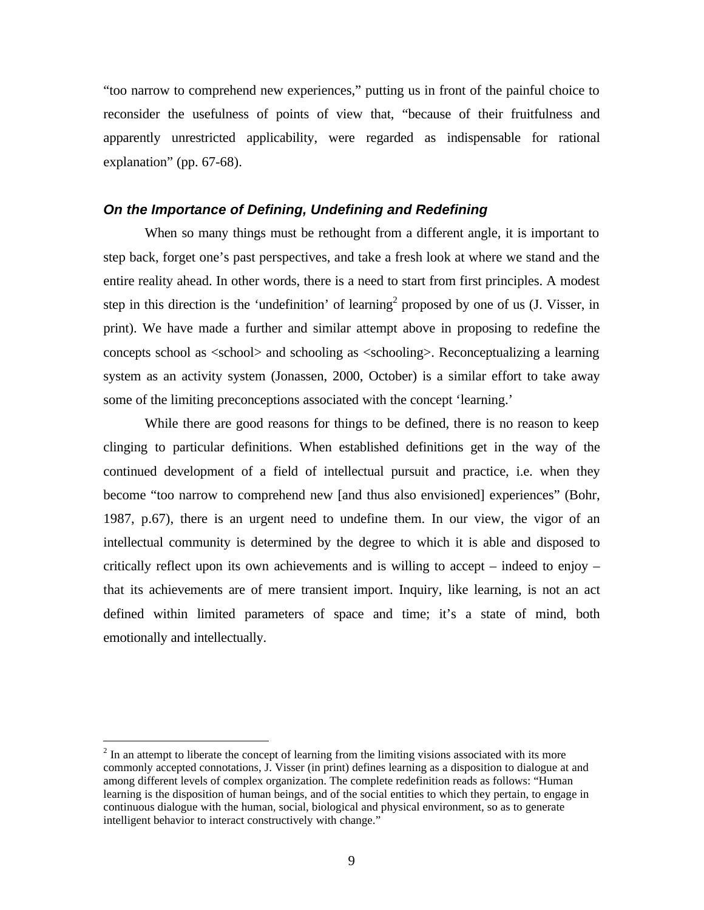"too narrow to comprehend new experiences," putting us in front of the painful choice to reconsider the usefulness of points of view that, "because of their fruitfulness and apparently unrestricted applicability, were regarded as indispensable for rational explanation" (pp. 67-68).

### *On the Importance of Defining, Undefining and Redefining*

When so many things must be rethought from a different angle, it is important to step back, forget one's past perspectives, and take a fresh look at where we stand and the entire reality ahead. In other words, there is a need to start from first principles. A modest step in this direction is the 'undefinition' of learning[2] proposed by one of us (J. Visser, in print). We have made a further and similar attempt above in proposing to redefine the concepts school as <school> and schooling as <schooling>. Reconceptualizing a learning system as an activity system (Jonassen, 2000, October) is a similar effort to take away some of the limiting preconceptions associated with the concept 'learning.'

While there are good reasons for things to be defined, there is no reason to keep clinging to particular definitions. When established definitions get in the way of the continued development of a field of intellectual pursuit and practice, i.e. when they become "too narrow to comprehend new [and thus also envisioned] experiences" (Bohr, 1987, p.67), there is an urgent need to undefine them. In our view, the vigor of an intellectual community is determined by the degree to which it is able and disposed to critically reflect upon its own achievements and is willing to accept – indeed to enjoy – that its achievements are of mere transient import. Inquiry, like learning, is not an act defined within limited parameters of space and time; it's a state of mind, both emotionally and intellectually.

---

[2] In an attempt to liberate the concept of learning from the limiting visions associated with its more commonly accepted connotations, J. Visser (in print) defines learning as a disposition to dialogue at and among different levels of complex organization. The complete redefinition reads as follows: "Human learning is the disposition of human beings, and of the social entities to which they pertain, to engage in continuous dialogue with the human, social, biological and physical environment, so as to generate intelligent behavior to interact constructively with change."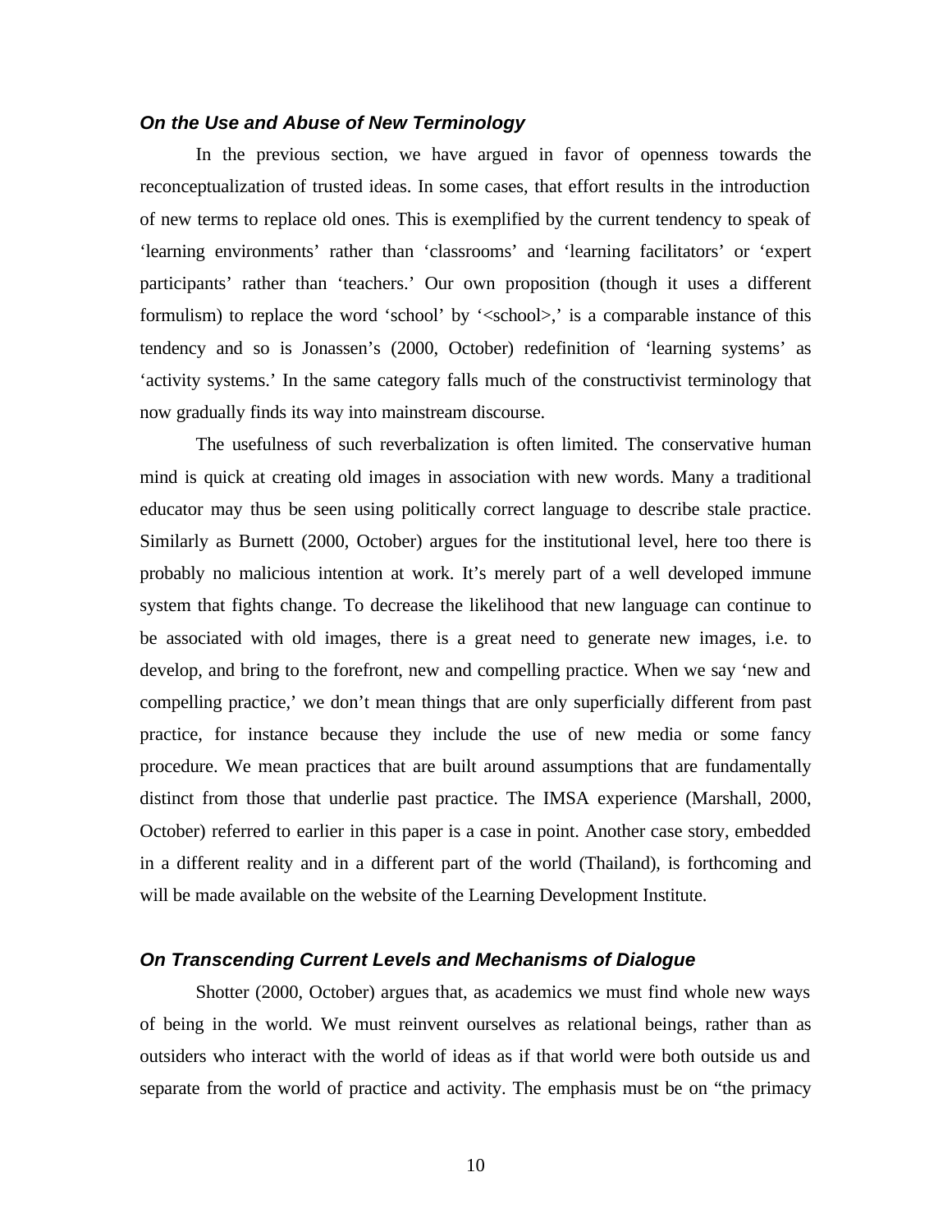### *On the Use and Abuse of New Terminology*

In the previous section, we have argued in favor of openness towards the reconceptualization of trusted ideas. In some cases, that effort results in the introduction of new terms to replace old ones. This is exemplified by the current tendency to speak of 'learning environments' rather than 'classrooms' and 'learning facilitators' or 'expert participants' rather than 'teachers.' Our own proposition (though it uses a different formulism) to replace the word 'school' by '<school>,' is a comparable instance of this tendency and so is Jonassen's (2000, October) redefinition of 'learning systems' as 'activity systems.' In the same category falls much of the constructivist terminology that now gradually finds its way into mainstream discourse.

The usefulness of such reverbalization is often limited. The conservative human mind is quick at creating old images in association with new words. Many a traditional educator may thus be seen using politically correct language to describe stale practice. Similarly as Burnett (2000, October) argues for the institutional level, here too there is probably no malicious intention at work. It's merely part of a well developed immune system that fights change. To decrease the likelihood that new language can continue to be associated with old images, there is a great need to generate new images, i.e. to develop, and bring to the forefront, new and compelling practice. When we say 'new and compelling practice,' we don't mean things that are only superficially different from past practice, for instance because they include the use of new media or some fancy procedure. We mean practices that are built around assumptions that are fundamentally distinct from those that underlie past practice. The IMSA experience (Marshall, 2000, October) referred to earlier in this paper is a case in point. Another case story, embedded in a different reality and in a different part of the world (Thailand), is forthcoming and will be made available on the website of the Learning Development Institute.

### *On Transcending Current Levels and Mechanisms of Dialogue*

Shotter (2000, October) argues that, as academics we must find whole new ways of being in the world. We must reinvent ourselves as relational beings, rather than as outsiders who interact with the world of ideas as if that world were both outside us and separate from the world of practice and activity. The emphasis must be on "the primacy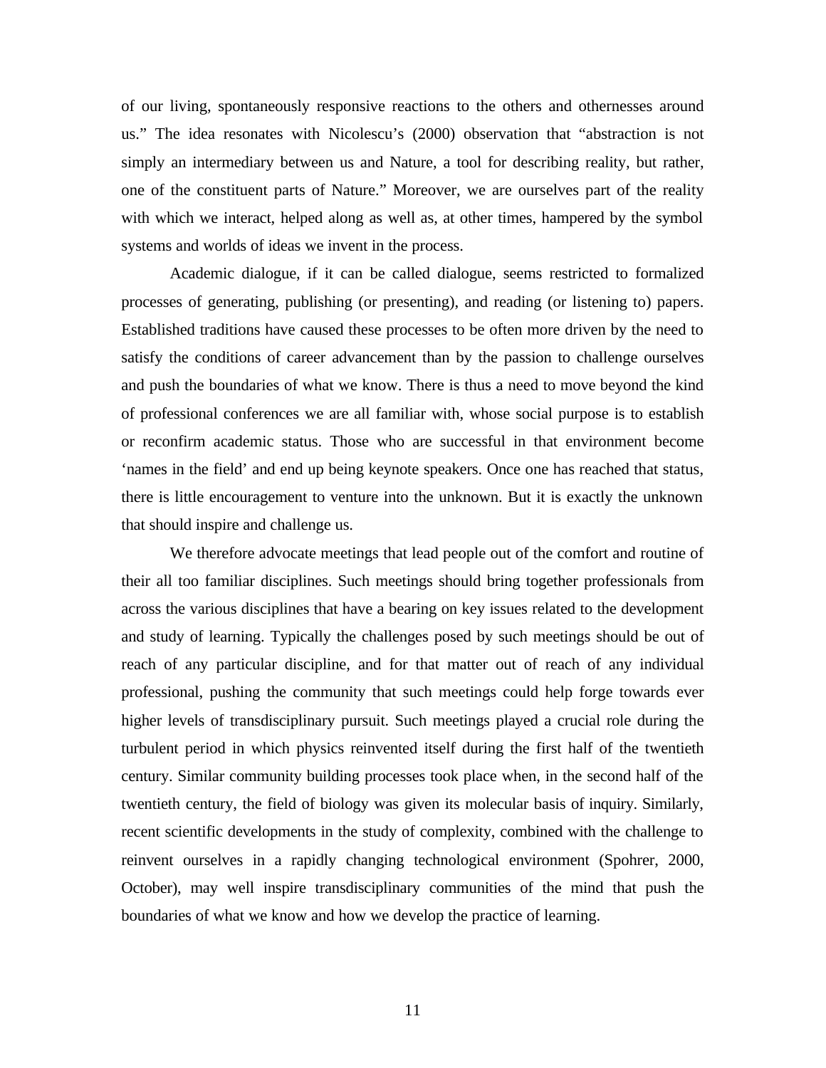of our living, spontaneously responsive reactions to the others and othernesses around us." The idea resonates with Nicolescu's (2000) observation that "abstraction is not simply an intermediary between us and Nature, a tool for describing reality, but rather, one of the constituent parts of Nature." Moreover, we are ourselves part of the reality with which we interact, helped along as well as, at other times, hampered by the symbol systems and worlds of ideas we invent in the process.

Academic dialogue, if it can be called dialogue, seems restricted to formalized processes of generating, publishing (or presenting), and reading (or listening to) papers. Established traditions have caused these processes to be often more driven by the need to satisfy the conditions of career advancement than by the passion to challenge ourselves and push the boundaries of what we know. There is thus a need to move beyond the kind of professional conferences we are all familiar with, whose social purpose is to establish or reconfirm academic status. Those who are successful in that environment become 'names in the field' and end up being keynote speakers. Once one has reached that status, there is little encouragement to venture into the unknown. But it is exactly the unknown that should inspire and challenge us.

We therefore advocate meetings that lead people out of the comfort and routine of their all too familiar disciplines. Such meetings should bring together professionals from across the various disciplines that have a bearing on key issues related to the development and study of learning. Typically the challenges posed by such meetings should be out of reach of any particular discipline, and for that matter out of reach of any individual professional, pushing the community that such meetings could help forge towards ever higher levels of transdisciplinary pursuit. Such meetings played a crucial role during the turbulent period in which physics reinvented itself during the first half of the twentieth century. Similar community building processes took place when, in the second half of the twentieth century, the field of biology was given its molecular basis of inquiry. Similarly, recent scientific developments in the study of complexity, combined with the challenge to reinvent ourselves in a rapidly changing technological environment (Spohrer, 2000, October), may well inspire transdisciplinary communities of the mind that push the boundaries of what we know and how we develop the practice of learning.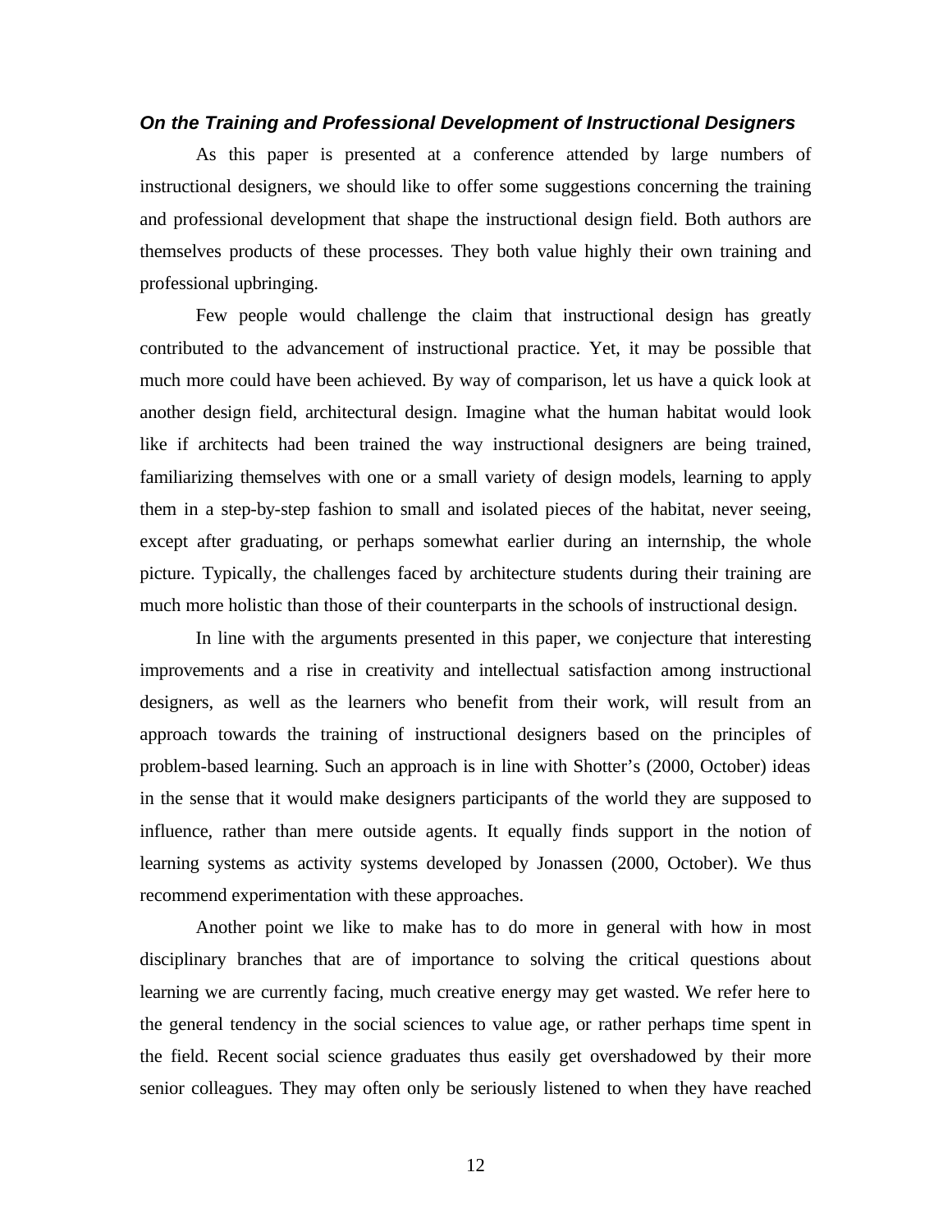### ***On the Training and Professional Development of Instructional Designers***

As this paper is presented at a conference attended by large numbers of instructional designers, we should like to offer some suggestions concerning the training and professional development that shape the instructional design field. Both authors are themselves products of these processes. They both value highly their own training and professional upbringing.

Few people would challenge the claim that instructional design has greatly contributed to the advancement of instructional practice. Yet, it may be possible that much more could have been achieved. By way of comparison, let us have a quick look at another design field, architectural design. Imagine what the human habitat would look like if architects had been trained the way instructional designers are being trained, familiarizing themselves with one or a small variety of design models, learning to apply them in a step-by-step fashion to small and isolated pieces of the habitat, never seeing, except after graduating, or perhaps somewhat earlier during an internship, the whole picture. Typically, the challenges faced by architecture students during their training are much more holistic than those of their counterparts in the schools of instructional design.

In line with the arguments presented in this paper, we conjecture that interesting improvements and a rise in creativity and intellectual satisfaction among instructional designers, as well as the learners who benefit from their work, will result from an approach towards the training of instructional designers based on the principles of problem-based learning. Such an approach is in line with Shotter's (2000, October) ideas in the sense that it would make designers participants of the world they are supposed to influence, rather than mere outside agents. It equally finds support in the notion of learning systems as activity systems developed by Jonassen (2000, October). We thus recommend experimentation with these approaches.

Another point we like to make has to do more in general with how in most disciplinary branches that are of importance to solving the critical questions about learning we are currently facing, much creative energy may get wasted. We refer here to the general tendency in the social sciences to value age, or rather perhaps time spent in the field. Recent social science graduates thus easily get overshadowed by their more senior colleagues. They may often only be seriously listened to when they have reached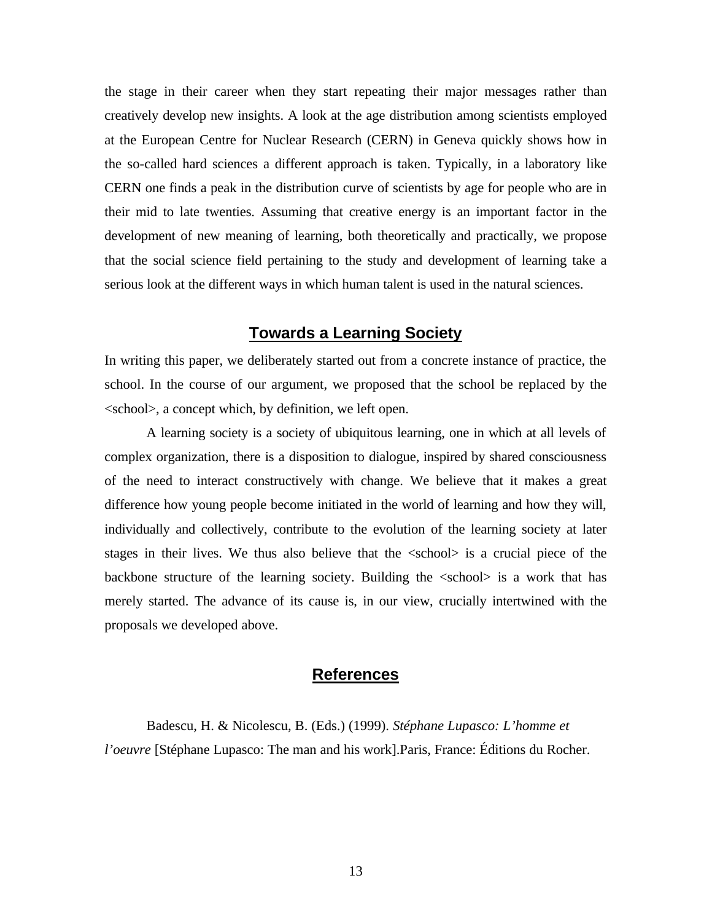the stage in their career when they start repeating their major messages rather than creatively develop new insights. A look at the age distribution among scientists employed at the European Centre for Nuclear Research (CERN) in Geneva quickly shows how in the so-called hard sciences a different approach is taken. Typically, in a laboratory like CERN one finds a peak in the distribution curve of scientists by age for people who are in their mid to late twenties. Assuming that creative energy is an important factor in the development of new meaning of learning, both theoretically and practically, we propose that the social science field pertaining to the study and development of learning take a serious look at the different ways in which human talent is used in the natural sciences.

## Towards a Learning Society

In writing this paper, we deliberately started out from a concrete instance of practice, the school. In the course of our argument, we proposed that the school be replaced by the <school>, a concept which, by definition, we left open.

A learning society is a society of ubiquitous learning, one in which at all levels of complex organization, there is a disposition to dialogue, inspired by shared consciousness of the need to interact constructively with change. We believe that it makes a great difference how young people become initiated in the world of learning and how they will, individually and collectively, contribute to the evolution of the learning society at later stages in their lives. We thus also believe that the <school> is a crucial piece of the backbone structure of the learning society. Building the <school> is a work that has merely started. The advance of its cause is, in our view, crucially intertwined with the proposals we developed above.

## References

Badescu, H. & Nicolescu, B. (Eds.) (1999). *Stéphane Lupasco: L'homme et l'oeuvre* [Stéphane Lupasco: The man and his work].Paris, France: Éditions du Rocher.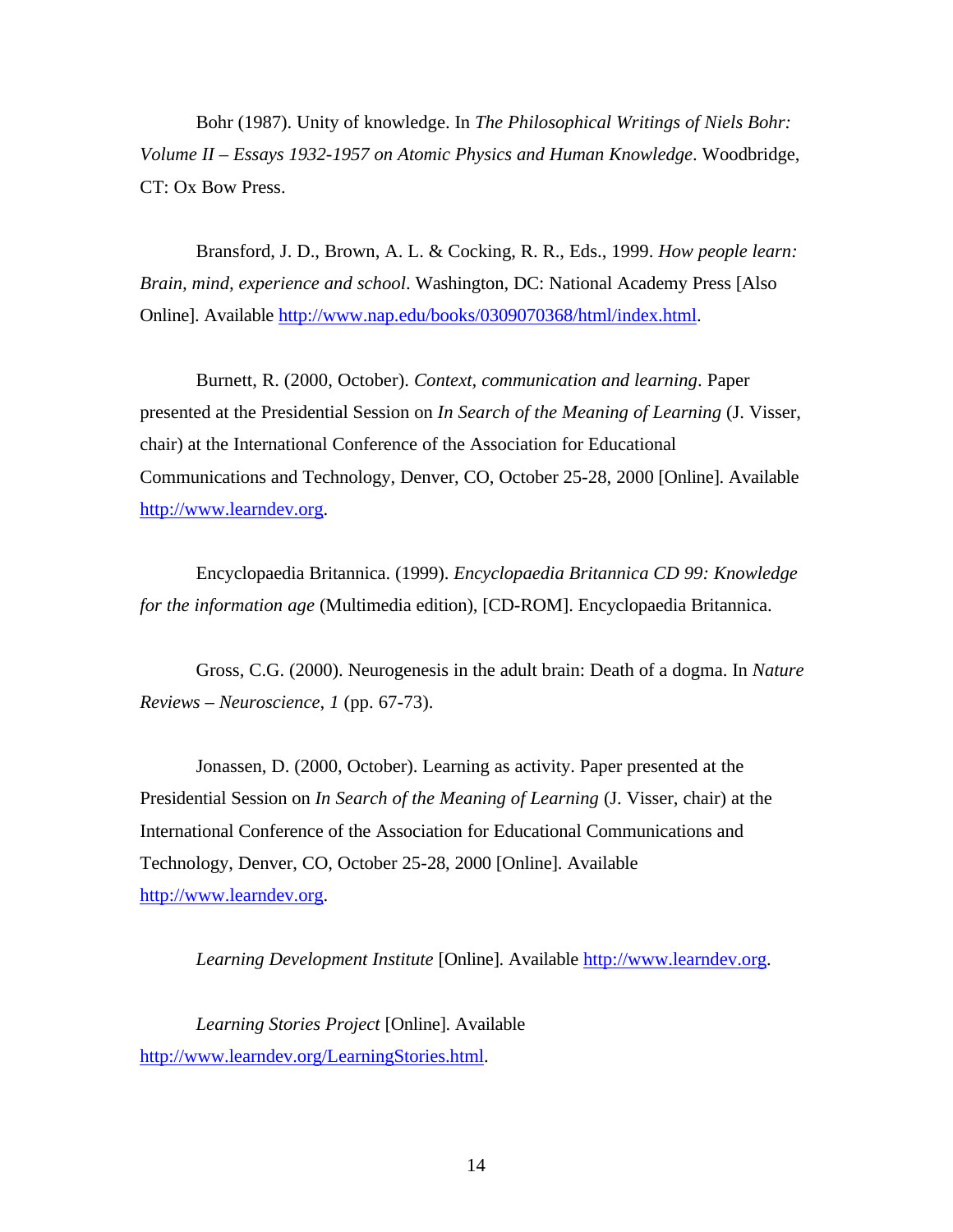Bohr (1987). Unity of knowledge. In *The Philosophical Writings of Niels Bohr: Volume II – Essays 1932-1957 on Atomic Physics and Human Knowledge*. Woodbridge, CT: Ox Bow Press.

Bransford, J. D., Brown, A. L. & Cocking, R. R., Eds., 1999. *How people learn: Brain, mind, experience and school*. Washington, DC: National Academy Press [Also Online]. Available http://www.nap.edu/books/0309070368/html/index.html.

Burnett, R. (2000, October). *Context, communication and learning*. Paper presented at the Presidential Session on *In Search of the Meaning of Learning* (J. Visser, chair) at the International Conference of the Association for Educational Communications and Technology, Denver, CO, October 25-28, 2000 [Online]. Available http://www.learndev.org.

Encyclopaedia Britannica. (1999). *Encyclopaedia Britannica CD 99: Knowledge for the information age* (Multimedia edition), [CD-ROM]. Encyclopaedia Britannica.

Gross, C.G. (2000). Neurogenesis in the adult brain: Death of a dogma. In *Nature Reviews – Neuroscience, 1* (pp. 67-73).

Jonassen, D. (2000, October). Learning as activity. Paper presented at the Presidential Session on *In Search of the Meaning of Learning* (J. Visser, chair) at the International Conference of the Association for Educational Communications and Technology, Denver, CO, October 25-28, 2000 [Online]. Available http://www.learndev.org.

*Learning Development Institute* [Online]. Available http://www.learndev.org.

*Learning Stories Project* [Online]. Available http://www.learndev.org/LearningStories.html.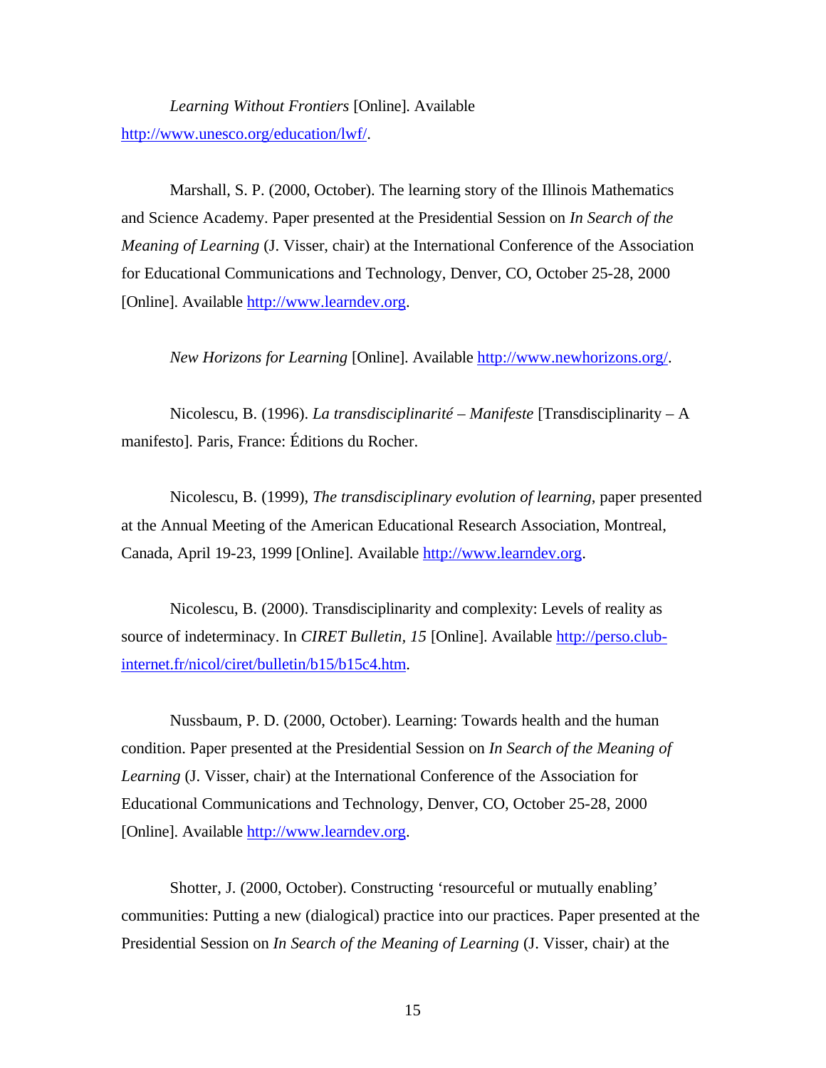*Learning Without Frontiers* [Online]. Available http://www.unesco.org/education/lwf/.

Marshall, S. P. (2000, October). The learning story of the Illinois Mathematics and Science Academy. Paper presented at the Presidential Session on *In Search of the Meaning of Learning* (J. Visser, chair) at the International Conference of the Association for Educational Communications and Technology, Denver, CO, October 25-28, 2000 [Online]. Available http://www.learndev.org.

*New Horizons for Learning* [Online]. Available http://www.newhorizons.org/.

Nicolescu, B. (1996). *La transdisciplinarité – Manifeste* [Transdisciplinarity – A manifesto]. Paris, France: Éditions du Rocher.

Nicolescu, B. (1999), *The transdisciplinary evolution of learning*, paper presented at the Annual Meeting of the American Educational Research Association, Montreal, Canada, April 19-23, 1999 [Online]. Available http://www.learndev.org.

Nicolescu, B. (2000). Transdisciplinarity and complexity: Levels of reality as source of indeterminacy. In *CIRET Bulletin, 15* [Online]. Available http://perso.club-internet.fr/nicol/ciret/bulletin/b15/b15c4.htm.

Nussbaum, P. D. (2000, October). Learning: Towards health and the human condition. Paper presented at the Presidential Session on *In Search of the Meaning of Learning* (J. Visser, chair) at the International Conference of the Association for Educational Communications and Technology, Denver, CO, October 25-28, 2000 [Online]. Available http://www.learndev.org.

Shotter, J. (2000, October). Constructing 'resourceful or mutually enabling' communities: Putting a new (dialogical) practice into our practices. Paper presented at the Presidential Session on *In Search of the Meaning of Learning* (J. Visser, chair) at the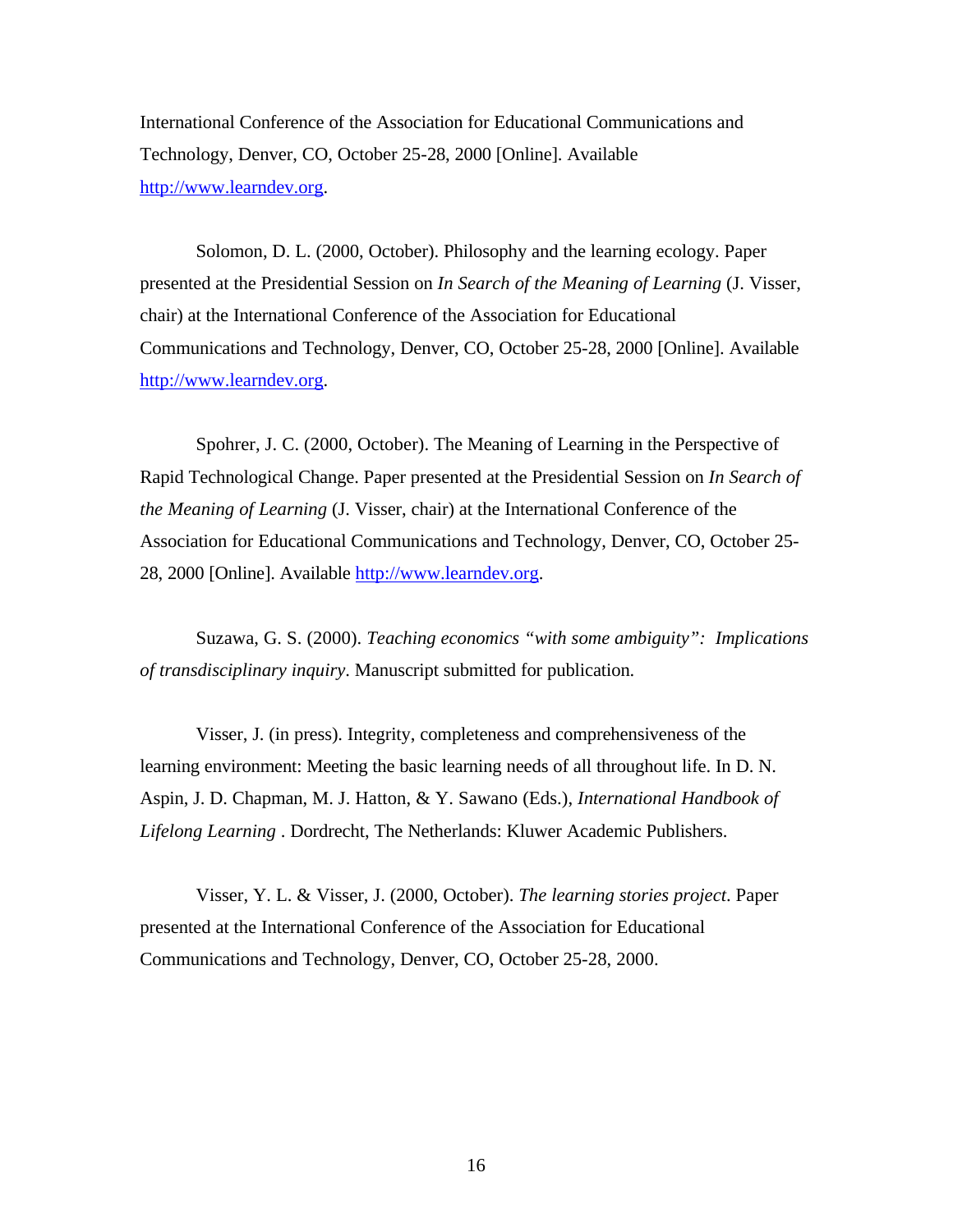International Conference of the Association for Educational Communications and Technology, Denver, CO, October 25-28, 2000 [Online]. Available http://www.learndev.org.

Solomon, D. L. (2000, October). Philosophy and the learning ecology. Paper presented at the Presidential Session on *In Search of the Meaning of Learning* (J. Visser, chair) at the International Conference of the Association for Educational Communications and Technology, Denver, CO, October 25-28, 2000 [Online]. Available http://www.learndev.org.

Spohrer, J. C. (2000, October). The Meaning of Learning in the Perspective of Rapid Technological Change. Paper presented at the Presidential Session on *In Search of the Meaning of Learning* (J. Visser, chair) at the International Conference of the Association for Educational Communications and Technology, Denver, CO, October 25-28, 2000 [Online]. Available http://www.learndev.org.

Suzawa, G. S. (2000). *Teaching economics "with some ambiguity": Implications of transdisciplinary inquiry*. Manuscript submitted for publication.

Visser, J. (in press). Integrity, completeness and comprehensiveness of the learning environment: Meeting the basic learning needs of all throughout life. In D. N. Aspin, J. D. Chapman, M. J. Hatton, & Y. Sawano (Eds.), *International Handbook of Lifelong Learning* . Dordrecht, The Netherlands: Kluwer Academic Publishers.

Visser, Y. L. & Visser, J. (2000, October). *The learning stories project*. Paper presented at the International Conference of the Association for Educational Communications and Technology, Denver, CO, October 25-28, 2000.